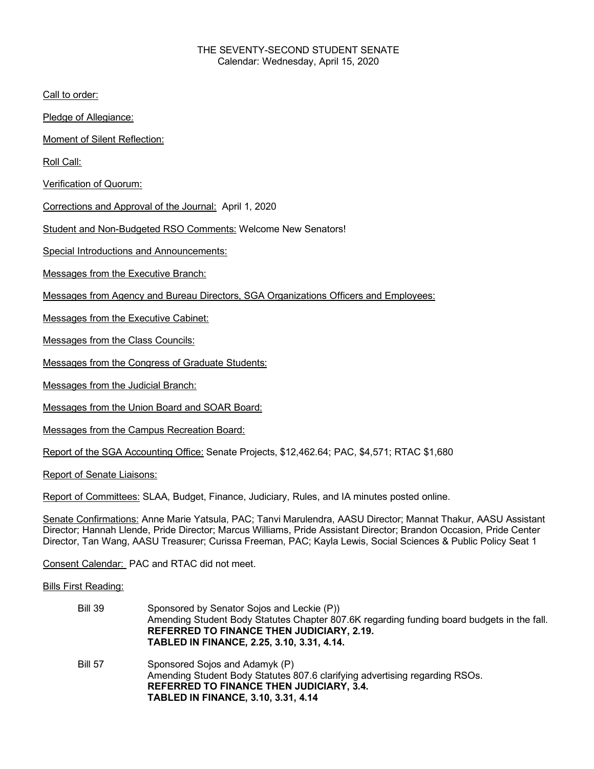THE SEVENTY-SECOND STUDENT SENATE
Calendar: Wednesday, April 15, 2020

Call to order:

Pledge of Allegiance:

Moment of Silent Reflection:

Roll Call:

Verification of Quorum:

Corrections and Approval of the Journal: April 1, 2020

Student and Non-Budgeted RSO Comments: Welcome New Senators!

Special Introductions and Announcements:

Messages from the Executive Branch:

Messages from Agency and Bureau Directors, SGA Organizations Officers and Employees:

Messages from the Executive Cabinet:

Messages from the Class Councils:

Messages from the Congress of Graduate Students:

Messages from the Judicial Branch:

Messages from the Union Board and SOAR Board:

Messages from the Campus Recreation Board:

Report of the SGA Accounting Office: Senate Projects, $12,462.64; PAC, $4,571; RTAC $1,680

Report of Senate Liaisons:

Report of Committees: SLAA, Budget, Finance, Judiciary, Rules, and IA minutes posted online.

Senate Confirmations: Anne Marie Yatsula, PAC; Tanvi Marulendra, AASU Director; Mannat Thakur, AASU Assistant Director; Hannah Llende, Pride Director; Marcus Williams, Pride Assistant Director; Brandon Occasion, Pride Center Director, Tan Wang, AASU Treasurer; Curissa Freeman, PAC; Kayla Lewis, Social Sciences & Public Policy Seat 1

Consent Calendar: PAC and RTAC did not meet.

Bills First Reading:

Bill 39 — Sponsored by Senator Sojos and Leckie (P))
Amending Student Body Statutes Chapter 807.6K regarding funding board budgets in the fall.
**REFERRED TO FINANCE THEN JUDICIARY, 2.19.**
**TABLED IN FINANCE, 2.25, 3.10, 3.31, 4.14.**

Bill 57 — Sponsored Sojos and Adamyk (P)
Amending Student Body Statutes 807.6 clarifying advertising regarding RSOs.
**REFERRED TO FINANCE THEN JUDICIARY, 3.4.**
**TABLED IN FINANCE, 3.10, 3.31, 4.14**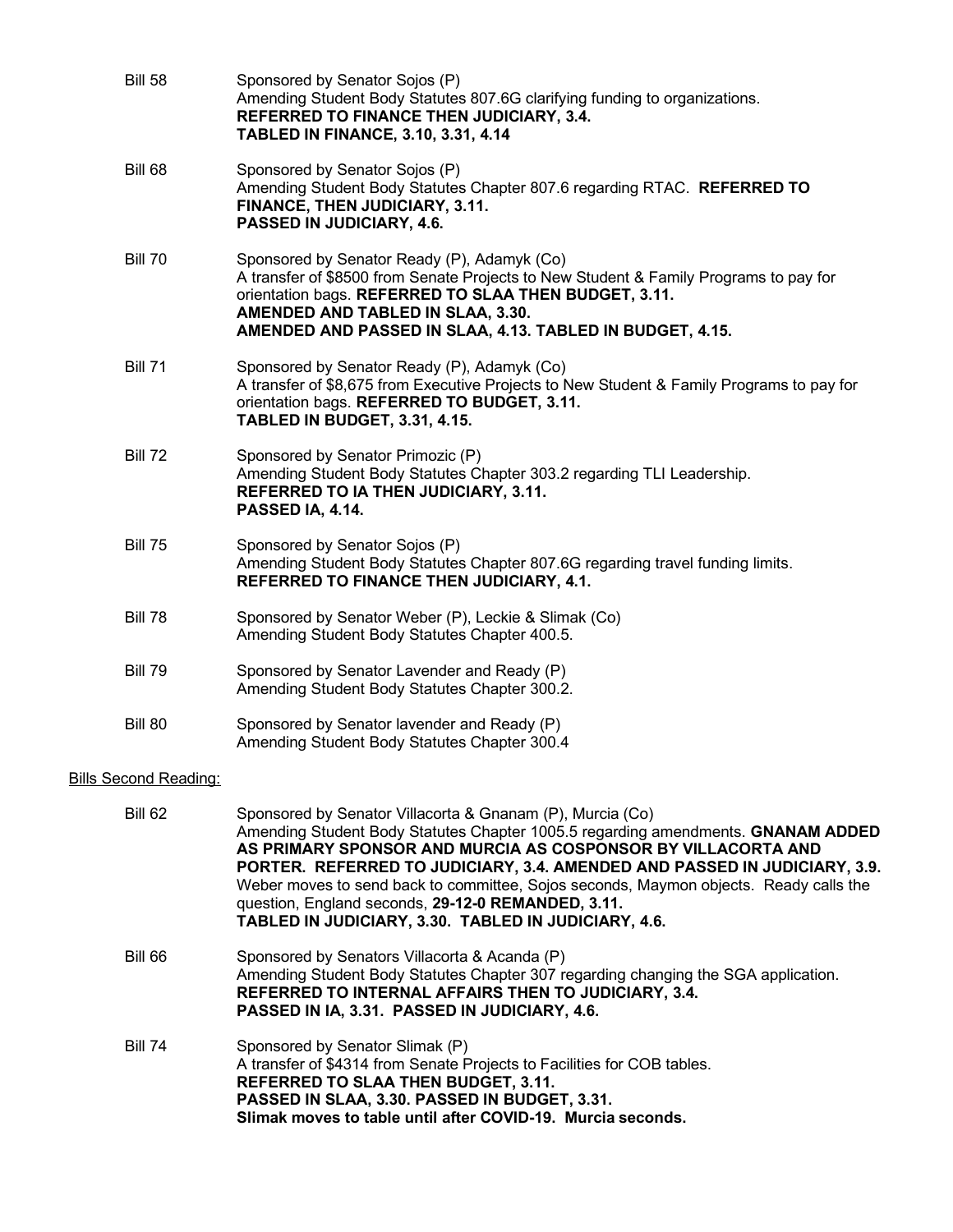Bill 58 Sponsored by Senator Sojos (P)
Amending Student Body Statutes 807.6G clarifying funding to organizations.
**REFERRED TO FINANCE THEN JUDICIARY, 3.4.**
**TABLED IN FINANCE, 3.10, 3.31, 4.14**

Bill 68 Sponsored by Senator Sojos (P)
Amending Student Body Statutes Chapter 807.6 regarding RTAC. **REFERRED TO FINANCE, THEN JUDICIARY, 3.11.**
**PASSED IN JUDICIARY, 4.6.**

Bill 70 Sponsored by Senator Ready (P), Adamyk (Co)
A transfer of $8500 from Senate Projects to New Student & Family Programs to pay for orientation bags. **REFERRED TO SLAA THEN BUDGET, 3.11.**
**AMENDED AND TABLED IN SLAA, 3.30.**
**AMENDED AND PASSED IN SLAA, 4.13. TABLED IN BUDGET, 4.15.**

Bill 71 Sponsored by Senator Ready (P), Adamyk (Co)
A transfer of $8,675 from Executive Projects to New Student & Family Programs to pay for orientation bags. **REFERRED TO BUDGET, 3.11.**
**TABLED IN BUDGET, 3.31, 4.15.**

Bill 72 Sponsored by Senator Primozic (P)
Amending Student Body Statutes Chapter 303.2 regarding TLI Leadership.
**REFERRED TO IA THEN JUDICIARY, 3.11.**
**PASSED IA, 4.14.**

Bill 75 Sponsored by Senator Sojos (P)
Amending Student Body Statutes Chapter 807.6G regarding travel funding limits.
**REFERRED TO FINANCE THEN JUDICIARY, 4.1.**

Bill 78 Sponsored by Senator Weber (P), Leckie & Slimak (Co)
Amending Student Body Statutes Chapter 400.5.

Bill 79 Sponsored by Senator Lavender and Ready (P)
Amending Student Body Statutes Chapter 300.2.

Bill 80 Sponsored by Senator lavender and Ready (P)
Amending Student Body Statutes Chapter 300.4

Bills Second Reading:

Bill 62 Sponsored by Senator Villacorta & Gnanam (P), Murcia (Co)
Amending Student Body Statutes Chapter 1005.5 regarding amendments. **GNANAM ADDED AS PRIMARY SPONSOR AND MURCIA AS COSPONSOR BY VILLACORTA AND PORTER. REFERRED TO JUDICIARY, 3.4. AMENDED AND PASSED IN JUDICIARY, 3.9.**
Weber moves to send back to committee, Sojos seconds, Maymon objects. Ready calls the question, England seconds, **29-12-0 REMANDED, 3.11.**
**TABLED IN JUDICIARY, 3.30. TABLED IN JUDICIARY, 4.6.**

Bill 66 Sponsored by Senators Villacorta & Acanda (P)
Amending Student Body Statutes Chapter 307 regarding changing the SGA application.
**REFERRED TO INTERNAL AFFAIRS THEN TO JUDICIARY, 3.4.**
**PASSED IN IA, 3.31. PASSED IN JUDICIARY, 4.6.**

Bill 74 Sponsored by Senator Slimak (P)
A transfer of $4314 from Senate Projects to Facilities for COB tables.
**REFERRED TO SLAA THEN BUDGET, 3.11.**
**PASSED IN SLAA, 3.30. PASSED IN BUDGET, 3.31.**
**Slimak moves to table until after COVID-19. Murcia seconds.**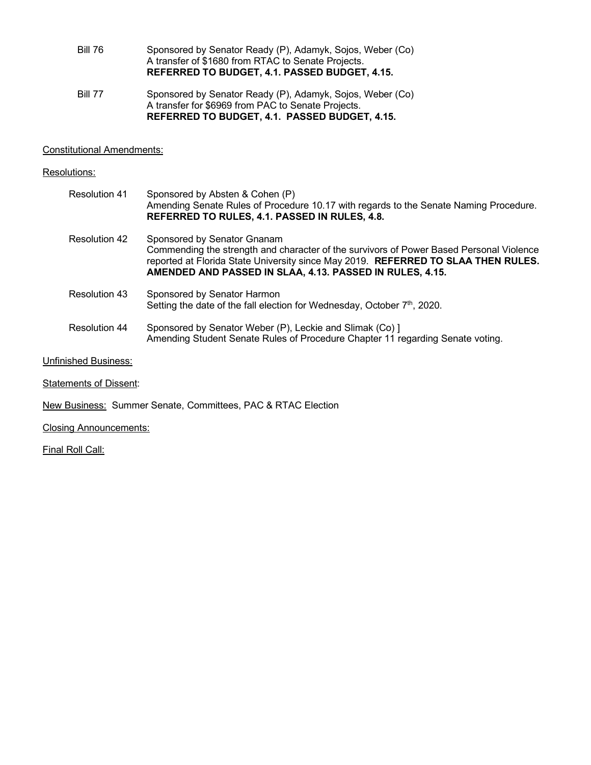Bill 76 Sponsored by Senator Ready (P), Adamyk, Sojos, Weber (Co)
A transfer of $1680 from RTAC to Senate Projects.
**REFERRED TO BUDGET, 4.1. PASSED BUDGET, 4.15.**

Bill 77 Sponsored by Senator Ready (P), Adamyk, Sojos, Weber (Co)
A transfer for $6969 from PAC to Senate Projects.
**REFERRED TO BUDGET, 4.1. PASSED BUDGET, 4.15.**

<u>Constitutional Amendments:</u>

<u>Resolutions:</u>

Resolution 41 Sponsored by Absten & Cohen (P)
Amending Senate Rules of Procedure 10.17 with regards to the Senate Naming Procedure.
**REFERRED TO RULES, 4.1. PASSED IN RULES, 4.8.**

Resolution 42 Sponsored by Senator Gnanam
Commending the strength and character of the survivors of Power Based Personal Violence reported at Florida State University since May 2019. **REFERRED TO SLAA THEN RULES. AMENDED AND PASSED IN SLAA, 4.13. PASSED IN RULES, 4.15.**

Resolution 43 Sponsored by Senator Harmon
Setting the date of the fall election for Wednesday, October 7th, 2020.

Resolution 44 Sponsored by Senator Weber (P), Leckie and Slimak (Co) ]
Amending Student Senate Rules of Procedure Chapter 11 regarding Senate voting.

<u>Unfinished Business:</u>

<u>Statements of Dissent</u>:

<u>New Business:</u> Summer Senate, Committees, PAC & RTAC Election

<u>Closing Announcements:</u>

<u>Final Roll Call:</u>